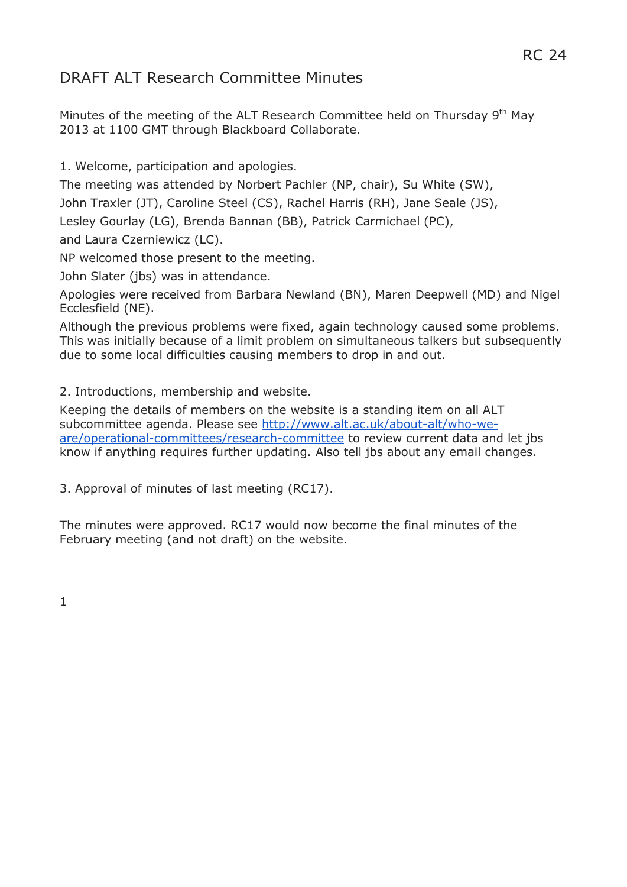RC 24

# DRAFT ALT Research Committee Minutes

Minutes of the meeting of the ALT Research Committee held on Thursday 9th May 2013 at 1100 GMT through Blackboard Collaborate.

1. Welcome, participation and apologies.

The meeting was attended by Norbert Pachler (NP, chair), Su White (SW), John Traxler (JT), Caroline Steel (CS), Rachel Harris (RH), Jane Seale (JS), Lesley Gourlay (LG), Brenda Bannan (BB), Patrick Carmichael (PC), and Laura Czerniewicz (LC).

NP welcomed those present to the meeting.

John Slater (jbs) was in attendance.

Apologies were received from Barbara Newland (BN), Maren Deepwell (MD) and Nigel Ecclesfield (NE).

Although the previous problems were fixed, again technology caused some problems. This was initially because of a limit problem on simultaneous talkers but subsequently due to some local difficulties causing members to drop in and out.

2. Introductions, membership and website.

Keeping the details of members on the website is a standing item on all ALT subcommittee agenda. Please see [http://www.alt.ac.uk/about-alt/who-we-are/operational-committees/research-committee](http://www.alt.ac.uk/about-alt/who-we-are/operational-committees/research-committee) to review current data and let jbs know if anything requires further updating. Also tell jbs about any email changes.

3. Approval of minutes of last meeting (RC17).

The minutes were approved. RC17 would now become the final minutes of the February meeting (and not draft) on the website.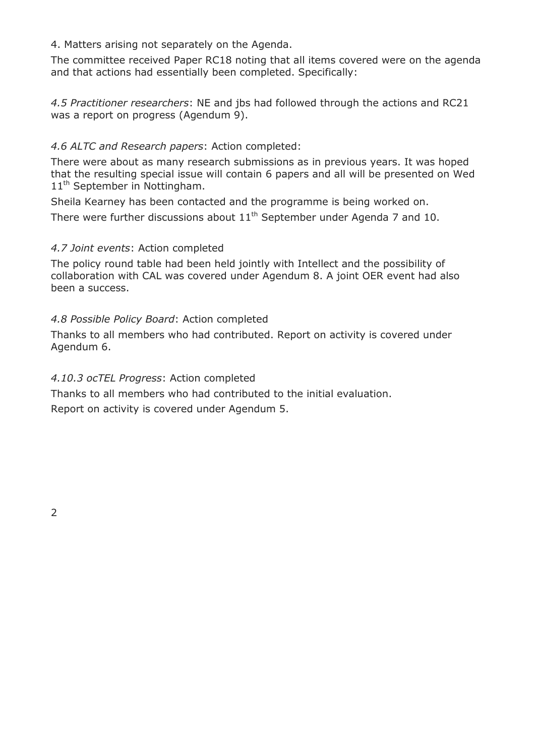4. Matters arising not separately on the Agenda.

The committee received Paper RC18 noting that all items covered were on the agenda and that actions had essentially been completed. Specifically:

*4.5 Practitioner researchers*: NE and jbs had followed through the actions and RC21 was a report on progress (Agendum 9).

*4.6 ALTC and Research papers*: Action completed:

There were about as many research submissions as in previous years. It was hoped that the resulting special issue will contain 6 papers and all will be presented on Wed 11th September in Nottingham.

Sheila Kearney has been contacted and the programme is being worked on.

There were further discussions about 11th September under Agenda 7 and 10.

*4.7 Joint events*: Action completed

The policy round table had been held jointly with Intellect and the possibility of collaboration with CAL was covered under Agendum 8. A joint OER event had also been a success.

*4.8 Possible Policy Board*: Action completed

Thanks to all members who had contributed. Report on activity is covered under Agendum 6.

*4.10.3 ocTEL Progress*: Action completed

Thanks to all members who had contributed to the initial evaluation.

Report on activity is covered under Agendum 5.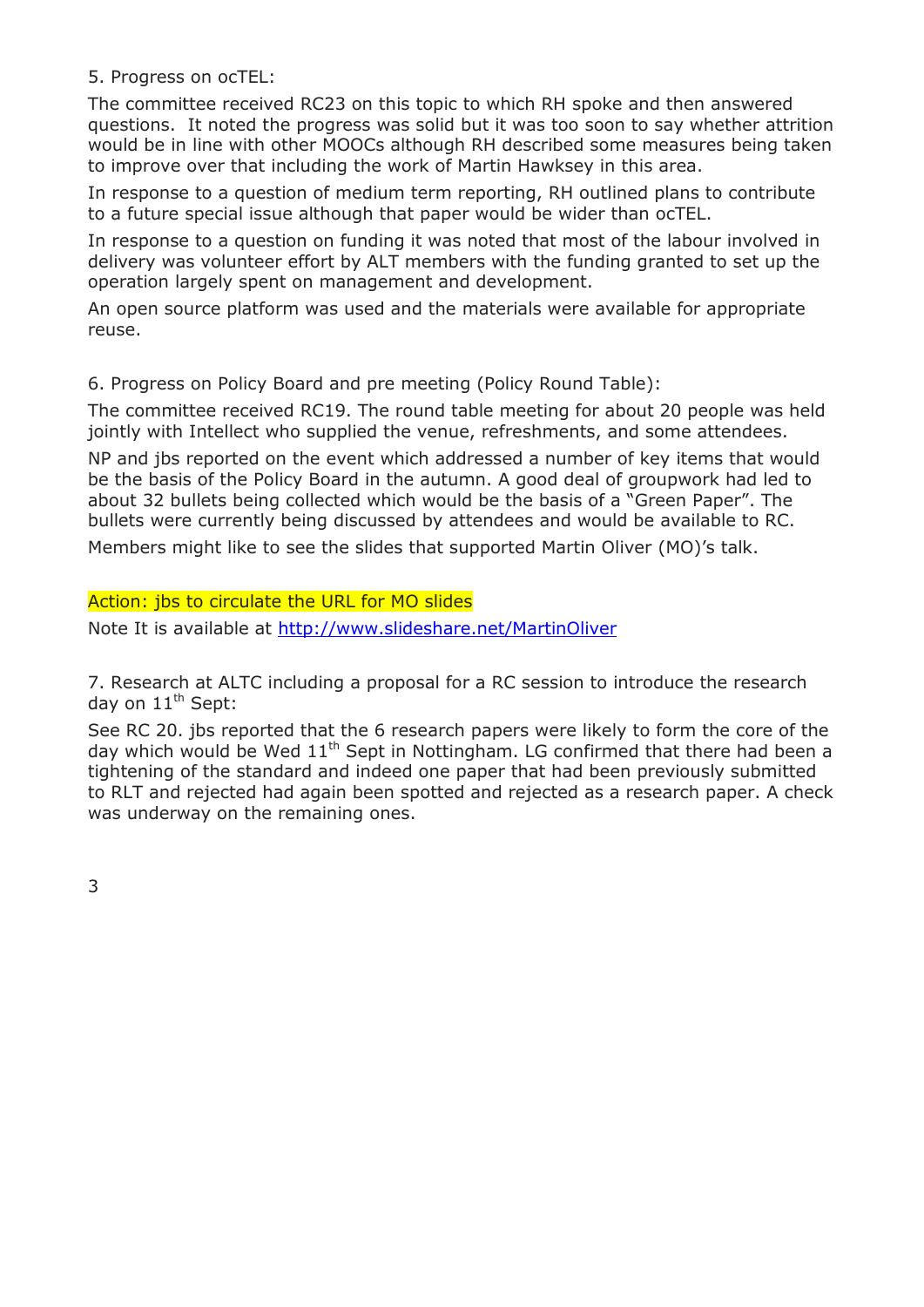5. Progress on ocTEL:

The committee received RC23 on this topic to which RH spoke and then answered questions. It noted the progress was solid but it was too soon to say whether attrition would be in line with other MOOCs although RH described some measures being taken to improve over that including the work of Martin Hawksey in this area.

In response to a question of medium term reporting, RH outlined plans to contribute to a future special issue although that paper would be wider than ocTEL.

In response to a question on funding it was noted that most of the labour involved in delivery was volunteer effort by ALT members with the funding granted to set up the operation largely spent on management and development.

An open source platform was used and the materials were available for appropriate reuse.

6. Progress on Policy Board and pre meeting (Policy Round Table):

The committee received RC19. The round table meeting for about 20 people was held jointly with Intellect who supplied the venue, refreshments, and some attendees.

NP and jbs reported on the event which addressed a number of key items that would be the basis of the Policy Board in the autumn. A good deal of groupwork had led to about 32 bullets being collected which would be the basis of a "Green Paper". The bullets were currently being discussed by attendees and would be available to RC.

Members might like to see the slides that supported Martin Oliver (MO)'s talk.

Action: jbs to circulate the URL for MO slides

Note It is available at http://www.slideshare.net/MartinOliver

7. Research at ALTC including a proposal for a RC session to introduce the research day on 11th Sept:

See RC 20. jbs reported that the 6 research papers were likely to form the core of the day which would be Wed 11th Sept in Nottingham. LG confirmed that there had been a tightening of the standard and indeed one paper that had been previously submitted to RLT and rejected had again been spotted and rejected as a research paper. A check was underway on the remaining ones.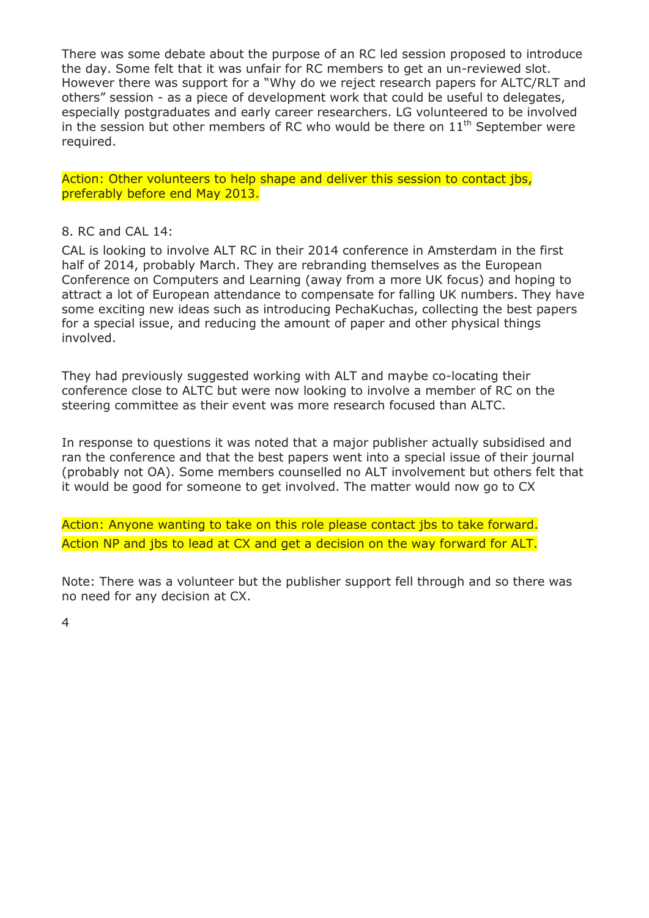There was some debate about the purpose of an RC led session proposed to introduce the day. Some felt that it was unfair for RC members to get an un-reviewed slot. However there was support for a "Why do we reject research papers for ALTC/RLT and others" session - as a piece of development work that could be useful to delegates, especially postgraduates and early career researchers. LG volunteered to be involved in the session but other members of RC who would be there on 11th September were required.

Action: Other volunteers to help shape and deliver this session to contact jbs, preferably before end May 2013.

8. RC and CAL 14:

CAL is looking to involve ALT RC in their 2014 conference in Amsterdam in the first half of 2014, probably March. They are rebranding themselves as the European Conference on Computers and Learning (away from a more UK focus) and hoping to attract a lot of European attendance to compensate for falling UK numbers. They have some exciting new ideas such as introducing PechaKuchas, collecting the best papers for a special issue, and reducing the amount of paper and other physical things involved.

They had previously suggested working with ALT and maybe co-locating their conference close to ALTC but were now looking to involve a member of RC on the steering committee as their event was more research focused than ALTC.

In response to questions it was noted that a major publisher actually subsidised and ran the conference and that the best papers went into a special issue of their journal (probably not OA). Some members counselled no ALT involvement but others felt that it would be good for someone to get involved. The matter would now go to CX

Action: Anyone wanting to take on this role please contact jbs to take forward.

Action NP and jbs to lead at CX and get a decision on the way forward for ALT.

Note: There was a volunteer but the publisher support fell through and so there was no need for any decision at CX.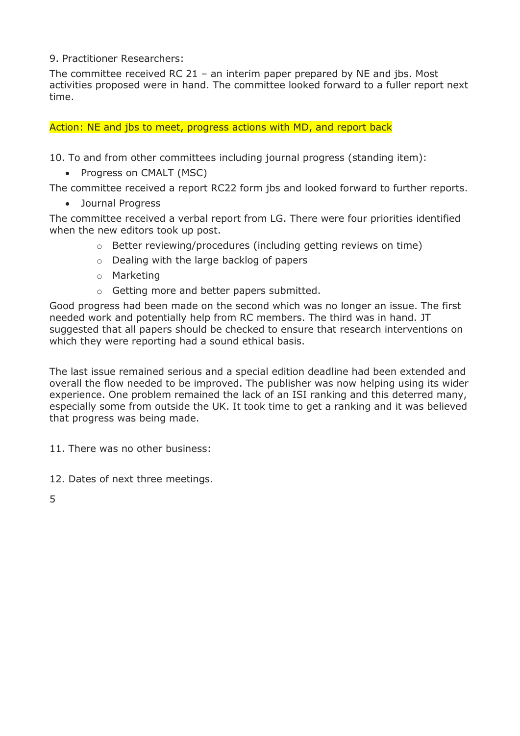9. Practitioner Researchers:

The committee received RC 21 – an interim paper prepared by NE and jbs. Most activities proposed were in hand. The committee looked forward to a fuller report next time.

Action: NE and jbs to meet, progress actions with MD, and report back

10. To and from other committees including journal progress (standing item):

- Progress on CMALT (MSC)

The committee received a report RC22 form jbs and looked forward to further reports.

- Journal Progress

The committee received a verbal report from LG. There were four priorities identified when the new editors took up post.

  - Better reviewing/procedures (including getting reviews on time)
  - Dealing with the large backlog of papers
  - Marketing
  - Getting more and better papers submitted.

Good progress had been made on the second which was no longer an issue. The first needed work and potentially help from RC members. The third was in hand. JT suggested that all papers should be checked to ensure that research interventions on which they were reporting had a sound ethical basis.

The last issue remained serious and a special edition deadline had been extended and overall the flow needed to be improved. The publisher was now helping using its wider experience. One problem remained the lack of an ISI ranking and this deterred many, especially some from outside the UK. It took time to get a ranking and it was believed that progress was being made.

11. There was no other business:

12. Dates of next three meetings.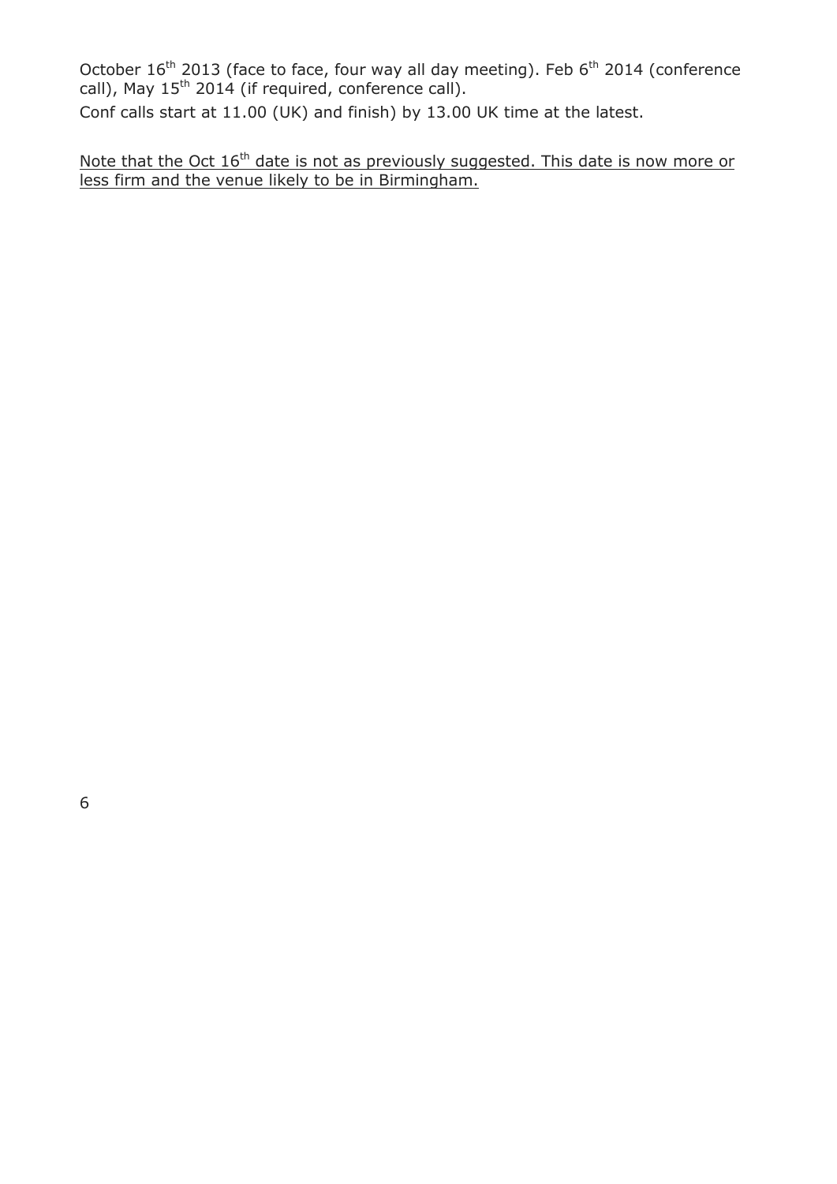October 16th 2013 (face to face, four way all day meeting). Feb 6th 2014 (conference call), May 15th 2014 (if required, conference call).

Conf calls start at 11.00 (UK) and finish) by 13.00 UK time at the latest.

<u>Note that the Oct 16th date is not as previously suggested. This date is now more or less firm and the venue likely to be in Birmingham.</u>